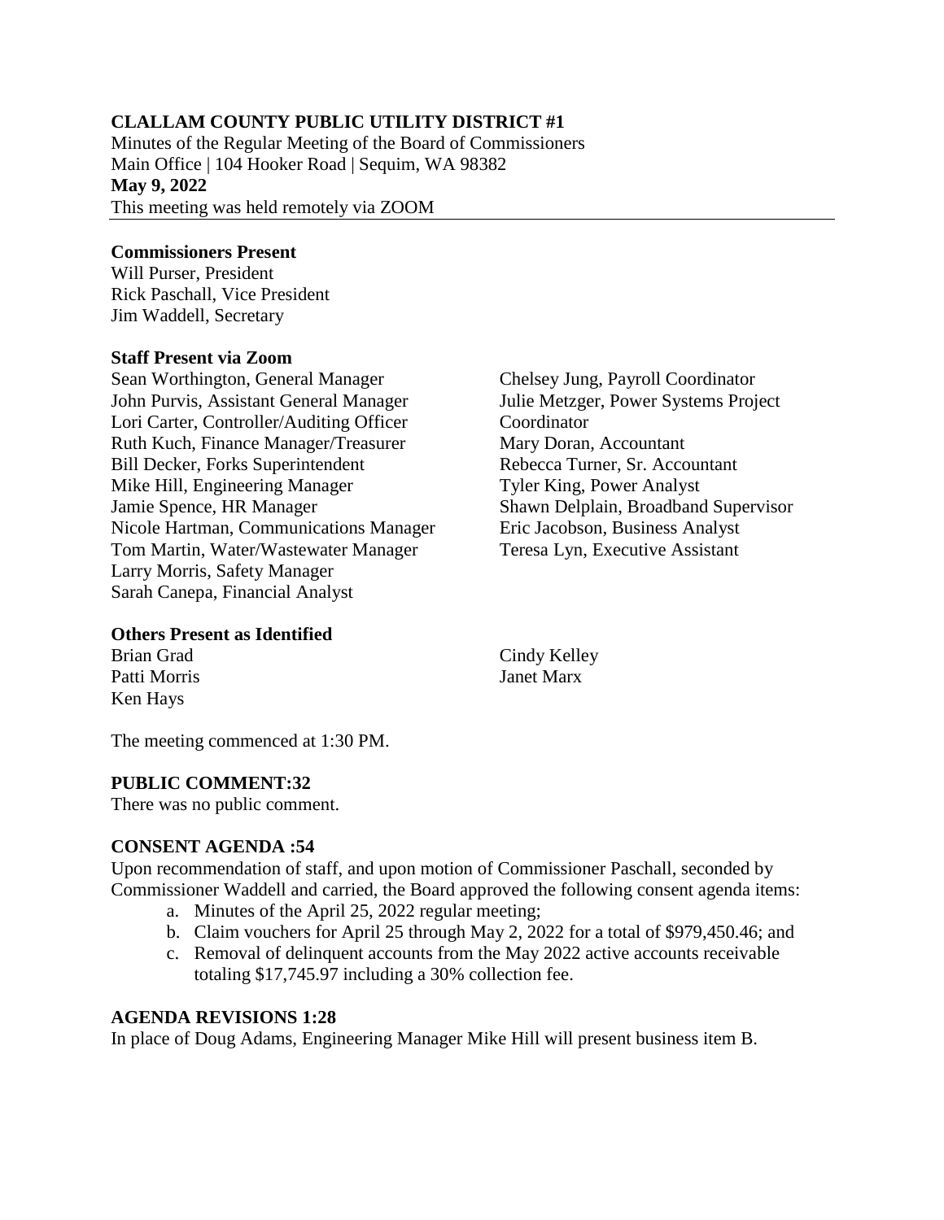**CLALLAM COUNTY PUBLIC UTILITY DISTRICT #1**

Minutes of the Regular Meeting of the Board of Commissioners
Main Office | 104 Hooker Road | Sequim, WA 98382
**May 9, 2022**
This meeting was held remotely via ZOOM

**Commissioners Present**

Will Purser, President
Rick Paschall, Vice President
Jim Waddell, Secretary

**Staff Present via Zoom**

Sean Worthington, General Manager
John Purvis, Assistant General Manager
Lori Carter, Controller/Auditing Officer
Ruth Kuch, Finance Manager/Treasurer
Bill Decker, Forks Superintendent
Mike Hill, Engineering Manager
Jamie Spence, HR Manager
Nicole Hartman, Communications Manager
Tom Martin, Water/Wastewater Manager
Larry Morris, Safety Manager
Sarah Canepa, Financial Analyst
Chelsey Jung, Payroll Coordinator
Julie Metzger, Power Systems Project Coordinator
Mary Doran, Accountant
Rebecca Turner, Sr. Accountant
Tyler King, Power Analyst
Shawn Delplain, Broadband Supervisor
Eric Jacobson, Business Analyst
Teresa Lyn, Executive Assistant

**Others Present as Identified**

Brian Grad
Patti Morris
Ken Hays
Cindy Kelley
Janet Marx

The meeting commenced at 1:30 PM.

**PUBLIC COMMENT:32**

There was no public comment.

**CONSENT AGENDA :54**

Upon recommendation of staff, and upon motion of Commissioner Paschall, seconded by Commissioner Waddell and carried, the Board approved the following consent agenda items:

a. Minutes of the April 25, 2022 regular meeting;
b. Claim vouchers for April 25 through May 2, 2022 for a total of $979,450.46; and
c. Removal of delinquent accounts from the May 2022 active accounts receivable totaling $17,745.97 including a 30% collection fee.

**AGENDA REVISIONS 1:28**

In place of Doug Adams, Engineering Manager Mike Hill will present business item B.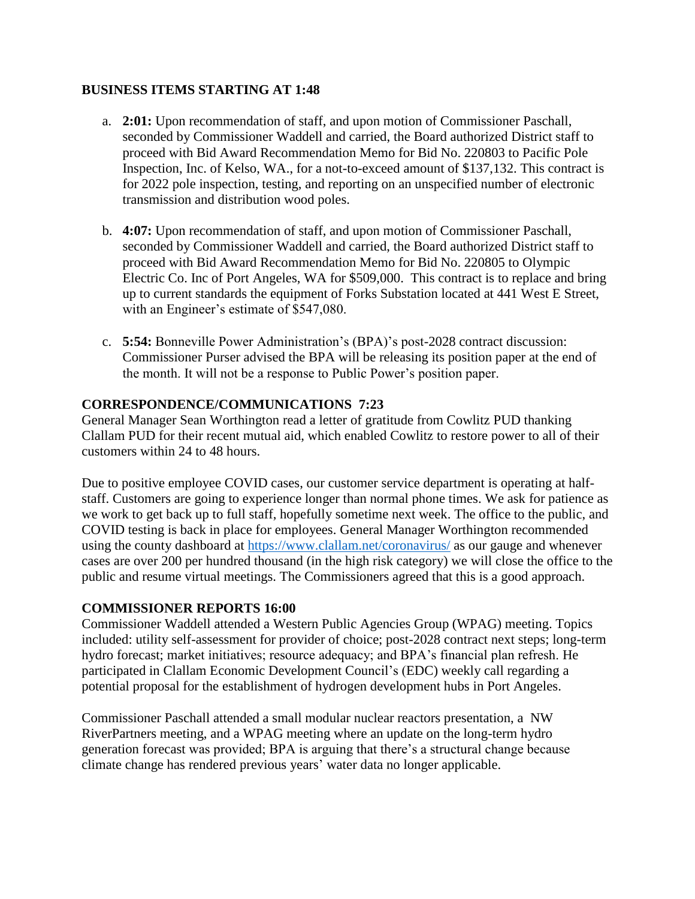**BUSINESS ITEMS STARTING AT 1:48**

a. **2:01:** Upon recommendation of staff, and upon motion of Commissioner Paschall, seconded by Commissioner Waddell and carried, the Board authorized District staff to proceed with Bid Award Recommendation Memo for Bid No. 220803 to Pacific Pole Inspection, Inc. of Kelso, WA., for a not-to-exceed amount of $137,132. This contract is for 2022 pole inspection, testing, and reporting on an unspecified number of electronic transmission and distribution wood poles.

b. **4:07:** Upon recommendation of staff, and upon motion of Commissioner Paschall, seconded by Commissioner Waddell and carried, the Board authorized District staff to proceed with Bid Award Recommendation Memo for Bid No. 220805 to Olympic Electric Co. Inc of Port Angeles, WA for $509,000. This contract is to replace and bring up to current standards the equipment of Forks Substation located at 441 West E Street, with an Engineer's estimate of $547,080.

c. **5:54:** Bonneville Power Administration's (BPA)'s post-2028 contract discussion: Commissioner Purser advised the BPA will be releasing its position paper at the end of the month. It will not be a response to Public Power's position paper.

**CORRESPONDENCE/COMMUNICATIONS 7:23**

General Manager Sean Worthington read a letter of gratitude from Cowlitz PUD thanking Clallam PUD for their recent mutual aid, which enabled Cowlitz to restore power to all of their customers within 24 to 48 hours.

Due to positive employee COVID cases, our customer service department is operating at half-staff. Customers are going to experience longer than normal phone times. We ask for patience as we work to get back up to full staff, hopefully sometime next week. The office to the public, and COVID testing is back in place for employees. General Manager Worthington recommended using the county dashboard at https://www.clallam.net/coronavirus/ as our gauge and whenever cases are over 200 per hundred thousand (in the high risk category) we will close the office to the public and resume virtual meetings. The Commissioners agreed that this is a good approach.

**COMMISSIONER REPORTS 16:00**

Commissioner Waddell attended a Western Public Agencies Group (WPAG) meeting. Topics included: utility self-assessment for provider of choice; post-2028 contract next steps; long-term hydro forecast; market initiatives; resource adequacy; and BPA's financial plan refresh. He participated in Clallam Economic Development Council's (EDC) weekly call regarding a potential proposal for the establishment of hydrogen development hubs in Port Angeles.

Commissioner Paschall attended a small modular nuclear reactors presentation, a NW RiverPartners meeting, and a WPAG meeting where an update on the long-term hydro generation forecast was provided; BPA is arguing that there's a structural change because climate change has rendered previous years' water data no longer applicable.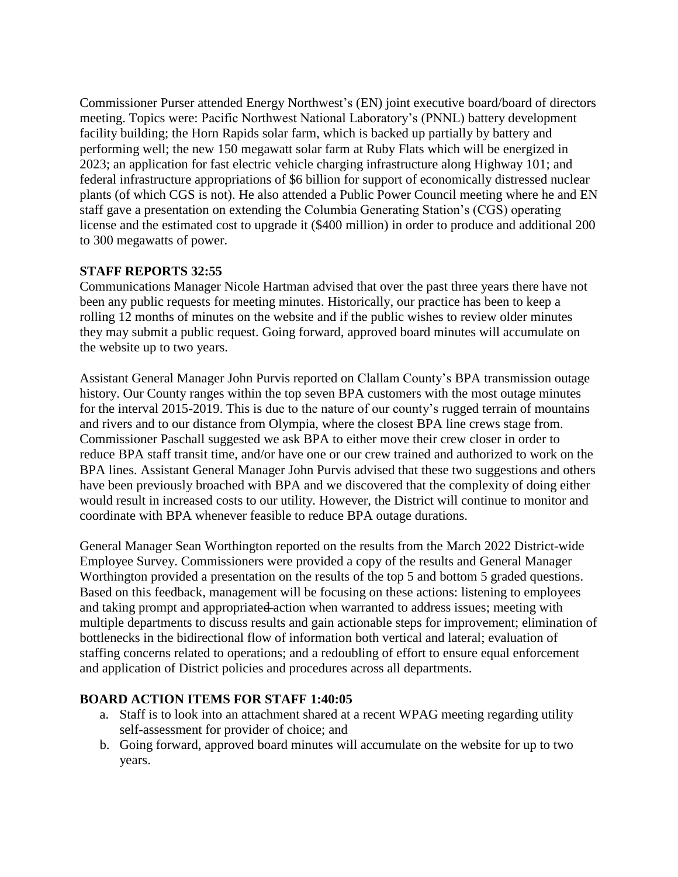Commissioner Purser attended Energy Northwest's (EN) joint executive board/board of directors meeting. Topics were: Pacific Northwest National Laboratory's (PNNL) battery development facility building; the Horn Rapids solar farm, which is backed up partially by battery and performing well; the new 150 megawatt solar farm at Ruby Flats which will be energized in 2023; an application for fast electric vehicle charging infrastructure along Highway 101; and federal infrastructure appropriations of $6 billion for support of economically distressed nuclear plants (of which CGS is not). He also attended a Public Power Council meeting where he and EN staff gave a presentation on extending the Columbia Generating Station's (CGS) operating license and the estimated cost to upgrade it ($400 million) in order to produce and additional 200 to 300 megawatts of power.

**STAFF REPORTS 32:55**

Communications Manager Nicole Hartman advised that over the past three years there have not been any public requests for meeting minutes. Historically, our practice has been to keep a rolling 12 months of minutes on the website and if the public wishes to review older minutes they may submit a public request. Going forward, approved board minutes will accumulate on the website up to two years.

Assistant General Manager John Purvis reported on Clallam County's BPA transmission outage history. Our County ranges within the top seven BPA customers with the most outage minutes for the interval 2015-2019. This is due to the nature of our county's rugged terrain of mountains and rivers and to our distance from Olympia, where the closest BPA line crews stage from. Commissioner Paschall suggested we ask BPA to either move their crew closer in order to reduce BPA staff transit time, and/or have one or our crew trained and authorized to work on the BPA lines. Assistant General Manager John Purvis advised that these two suggestions and others have been previously broached with BPA and we discovered that the complexity of doing either would result in increased costs to our utility. However, the District will continue to monitor and coordinate with BPA whenever feasible to reduce BPA outage durations.

General Manager Sean Worthington reported on the results from the March 2022 District-wide Employee Survey. Commissioners were provided a copy of the results and General Manager Worthington provided a presentation on the results of the top 5 and bottom 5 graded questions. Based on this feedback, management will be focusing on these actions: listening to employees and taking prompt and appropriated action when warranted to address issues; meeting with multiple departments to discuss results and gain actionable steps for improvement; elimination of bottlenecks in the bidirectional flow of information both vertical and lateral; evaluation of staffing concerns related to operations; and a redoubling of effort to ensure equal enforcement and application of District policies and procedures across all departments.

**BOARD ACTION ITEMS FOR STAFF 1:40:05**

a. Staff is to look into an attachment shared at a recent WPAG meeting regarding utility self-assessment for provider of choice; and
b. Going forward, approved board minutes will accumulate on the website for up to two years.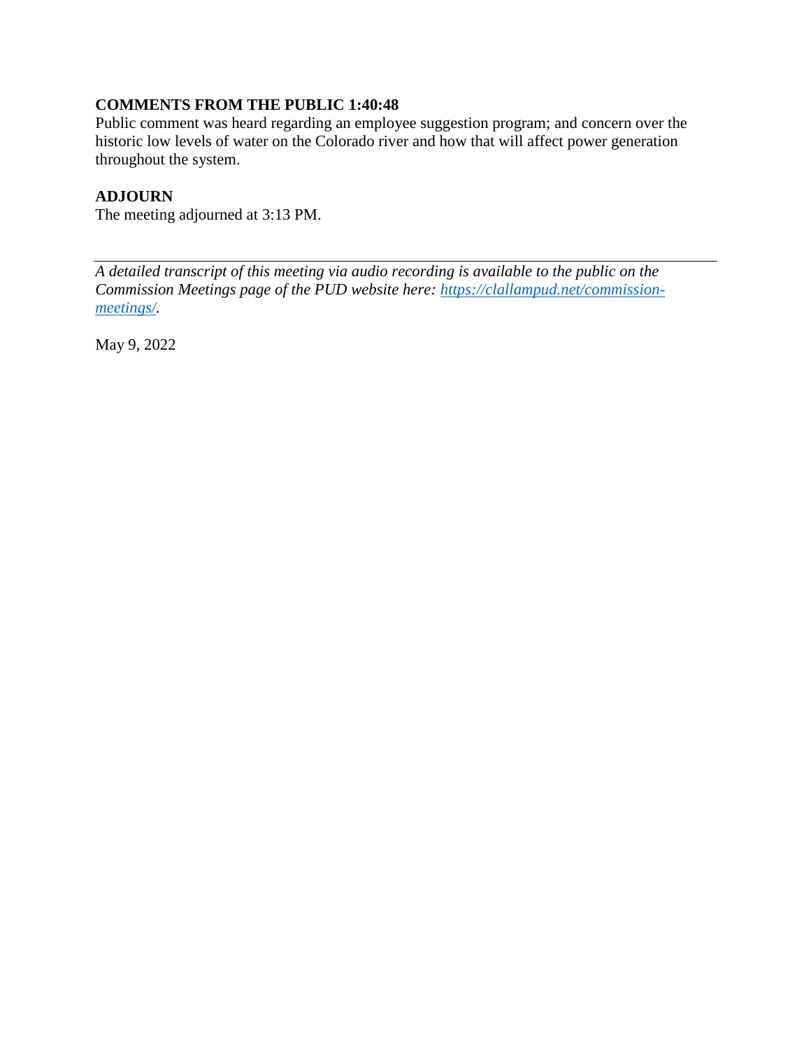**COMMENTS FROM THE PUBLIC 1:40:48**
Public comment was heard regarding an employee suggestion program; and concern over the historic low levels of water on the Colorado river and how that will affect power generation throughout the system.

**ADJOURN**
The meeting adjourned at 3:13 PM.

---

*A detailed transcript of this meeting via audio recording is available to the public on the Commission Meetings page of the PUD website here: [https://clallampud.net/commission-meetings/](https://clallampud.net/commission-meetings/).*

May 9, 2022